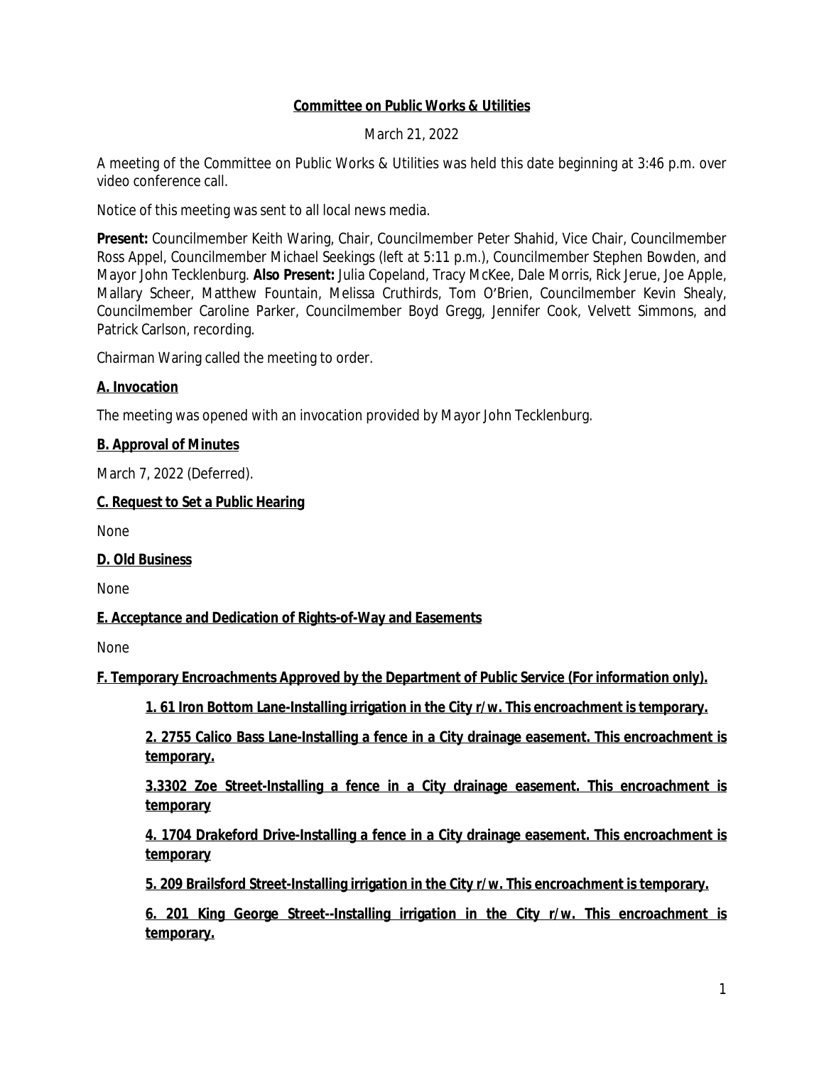# Committee on Public Works & Utilities

March 21, 2022

A meeting of the Committee on Public Works & Utilities was held this date beginning at 3:46 p.m. over video conference call.

Notice of this meeting was sent to all local news media.

**Present:** Councilmember Keith Waring, Chair, Councilmember Peter Shahid, Vice Chair, Councilmember Ross Appel, Councilmember Michael Seekings (left at 5:11 p.m.), Councilmember Stephen Bowden, and Mayor John Tecklenburg. **Also Present:** Julia Copeland, Tracy McKee, Dale Morris, Rick Jerue, Joe Apple, Mallary Scheer, Matthew Fountain, Melissa Cruthirds, Tom O'Brien, Councilmember Kevin Shealy, Councilmember Caroline Parker, Councilmember Boyd Gregg, Jennifer Cook, Velvett Simmons, and Patrick Carlson, recording.

Chairman Waring called the meeting to order.

## A. Invocation

The meeting was opened with an invocation provided by Mayor John Tecklenburg.

## B. Approval of Minutes

March 7, 2022 (Deferred).

## C. Request to Set a Public Hearing

None

## D. Old Business

None

## E. Acceptance and Dedication of Rights-of-Way and Easements

None

## F. Temporary Encroachments Approved by the Department of Public Service (For information only).

**1. 61 Iron Bottom Lane-Installing irrigation in the City r/w. This encroachment is temporary.**

**2. 2755 Calico Bass Lane-Installing a fence in a City drainage easement. This encroachment is temporary.**

**3.3302 Zoe Street-Installing a fence in a City drainage easement. This encroachment is temporary**

**4. 1704 Drakeford Drive-Installing a fence in a City drainage easement. This encroachment is temporary**

**5. 209 Brailsford Street-Installing irrigation in the City r/w. This encroachment is temporary.**

**6. 201 King George Street--Installing irrigation in the City r/w. This encroachment is temporary.**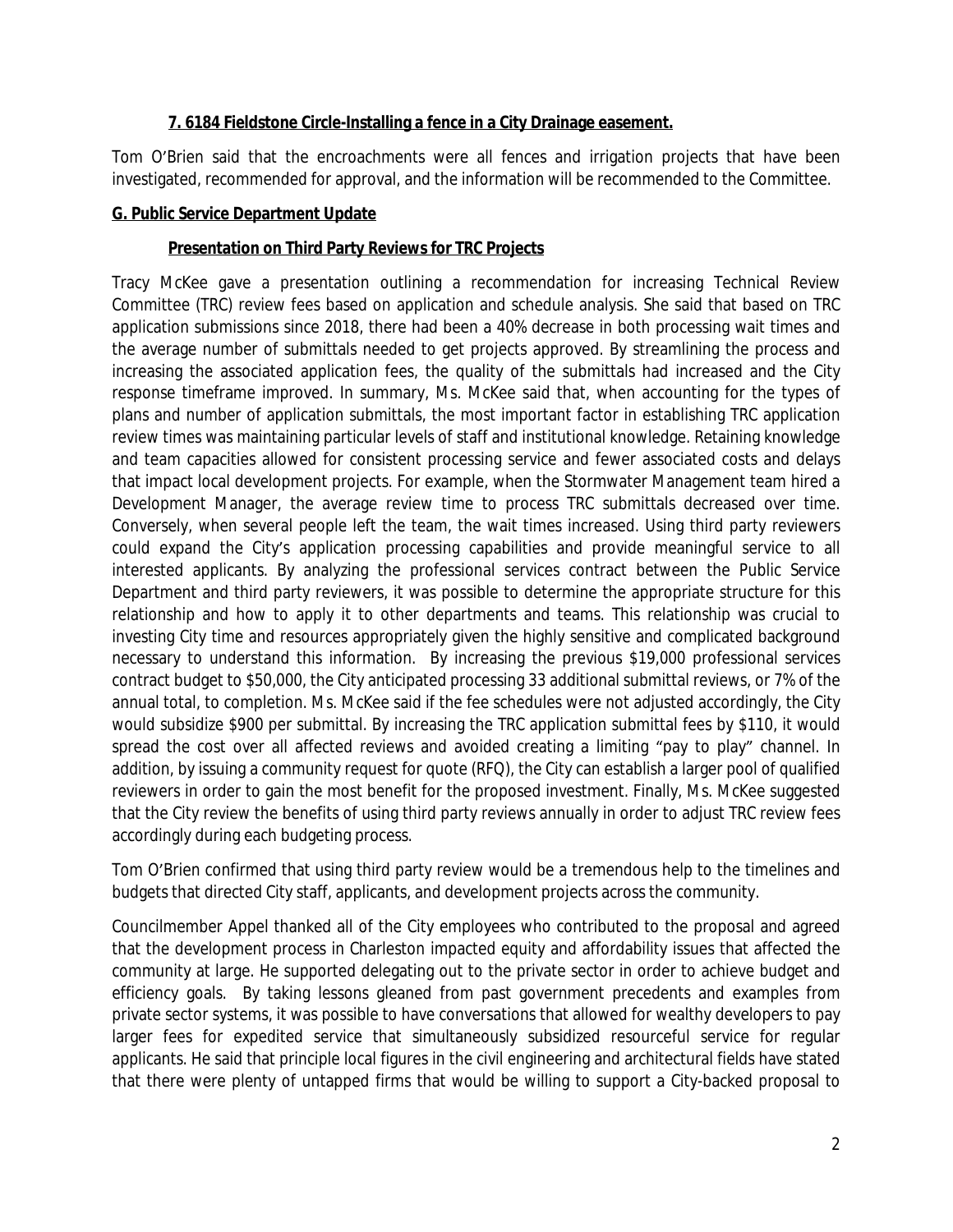**7. 6184 Fieldstone Circle-Installing a fence in a City Drainage easement.**

Tom O'Brien said that the encroachments were all fences and irrigation projects that have been investigated, recommended for approval, and the information will be recommended to the Committee.

**G. Public Service Department Update**

**Presentation on Third Party Reviews for TRC Projects**

Tracy McKee gave a presentation outlining a recommendation for increasing Technical Review Committee (TRC) review fees based on application and schedule analysis. She said that based on TRC application submissions since 2018, there had been a 40% decrease in both processing wait times and the average number of submittals needed to get projects approved. By streamlining the process and increasing the associated application fees, the quality of the submittals had increased and the City response timeframe improved. In summary, Ms. McKee said that, when accounting for the types of plans and number of application submittals, the most important factor in establishing TRC application review times was maintaining particular levels of staff and institutional knowledge. Retaining knowledge and team capacities allowed for consistent processing service and fewer associated costs and delays that impact local development projects. For example, when the Stormwater Management team hired a Development Manager, the average review time to process TRC submittals decreased over time. Conversely, when several people left the team, the wait times increased. Using third party reviewers could expand the City's application processing capabilities and provide meaningful service to all interested applicants. By analyzing the professional services contract between the Public Service Department and third party reviewers, it was possible to determine the appropriate structure for this relationship and how to apply it to other departments and teams. This relationship was crucial to investing City time and resources appropriately given the highly sensitive and complicated background necessary to understand this information. By increasing the previous $19,000 professional services contract budget to $50,000, the City anticipated processing 33 additional submittal reviews, or 7% of the annual total, to completion. Ms. McKee said if the fee schedules were not adjusted accordingly, the City would subsidize $900 per submittal. By increasing the TRC application submittal fees by $110, it would spread the cost over all affected reviews and avoided creating a limiting "pay to play" channel. In addition, by issuing a community request for quote (RFQ), the City can establish a larger pool of qualified reviewers in order to gain the most benefit for the proposed investment. Finally, Ms. McKee suggested that the City review the benefits of using third party reviews annually in order to adjust TRC review fees accordingly during each budgeting process.

Tom O'Brien confirmed that using third party review would be a tremendous help to the timelines and budgets that directed City staff, applicants, and development projects across the community.

Councilmember Appel thanked all of the City employees who contributed to the proposal and agreed that the development process in Charleston impacted equity and affordability issues that affected the community at large. He supported delegating out to the private sector in order to achieve budget and efficiency goals. By taking lessons gleaned from past government precedents and examples from private sector systems, it was possible to have conversations that allowed for wealthy developers to pay larger fees for expedited service that simultaneously subsidized resourceful service for regular applicants. He said that principle local figures in the civil engineering and architectural fields have stated that there were plenty of untapped firms that would be willing to support a City-backed proposal to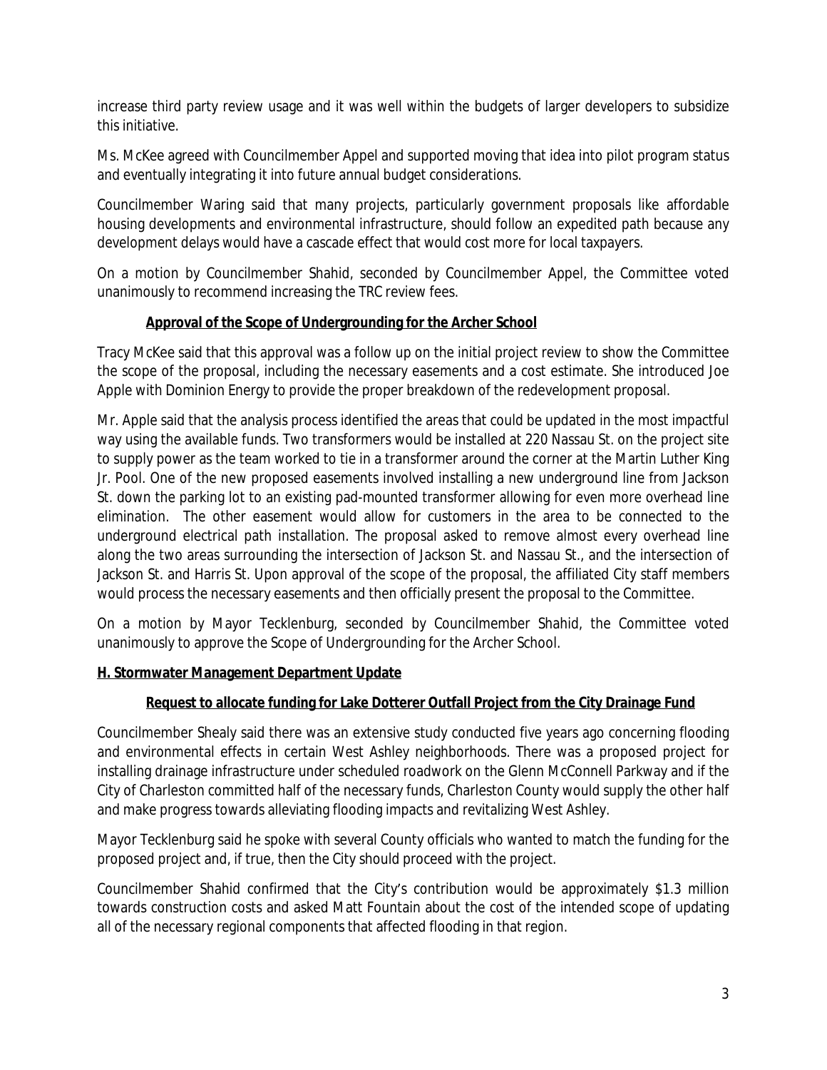increase third party review usage and it was well within the budgets of larger developers to subsidize this initiative.

Ms. McKee agreed with Councilmember Appel and supported moving that idea into pilot program status and eventually integrating it into future annual budget considerations.

Councilmember Waring said that many projects, particularly government proposals like affordable housing developments and environmental infrastructure, should follow an expedited path because any development delays would have a cascade effect that would cost more for local taxpayers.

On a motion by Councilmember Shahid, seconded by Councilmember Appel, the Committee voted unanimously to recommend increasing the TRC review fees.

**Approval of the Scope of Undergrounding for the Archer School**

Tracy McKee said that this approval was a follow up on the initial project review to show the Committee the scope of the proposal, including the necessary easements and a cost estimate. She introduced Joe Apple with Dominion Energy to provide the proper breakdown of the redevelopment proposal.

Mr. Apple said that the analysis process identified the areas that could be updated in the most impactful way using the available funds. Two transformers would be installed at 220 Nassau St. on the project site to supply power as the team worked to tie in a transformer around the corner at the Martin Luther King Jr. Pool. One of the new proposed easements involved installing a new underground line from Jackson St. down the parking lot to an existing pad-mounted transformer allowing for even more overhead line elimination. The other easement would allow for customers in the area to be connected to the underground electrical path installation. The proposal asked to remove almost every overhead line along the two areas surrounding the intersection of Jackson St. and Nassau St., and the intersection of Jackson St. and Harris St. Upon approval of the scope of the proposal, the affiliated City staff members would process the necessary easements and then officially present the proposal to the Committee.

On a motion by Mayor Tecklenburg, seconded by Councilmember Shahid, the Committee voted unanimously to approve the Scope of Undergrounding for the Archer School.

**H. Stormwater Management Department Update**

**Request to allocate funding for Lake Dotterer Outfall Project from the City Drainage Fund**

Councilmember Shealy said there was an extensive study conducted five years ago concerning flooding and environmental effects in certain West Ashley neighborhoods. There was a proposed project for installing drainage infrastructure under scheduled roadwork on the Glenn McConnell Parkway and if the City of Charleston committed half of the necessary funds, Charleston County would supply the other half and make progress towards alleviating flooding impacts and revitalizing West Ashley.

Mayor Tecklenburg said he spoke with several County officials who wanted to match the funding for the proposed project and, if true, then the City should proceed with the project.

Councilmember Shahid confirmed that the City's contribution would be approximately $1.3 million towards construction costs and asked Matt Fountain about the cost of the intended scope of updating all of the necessary regional components that affected flooding in that region.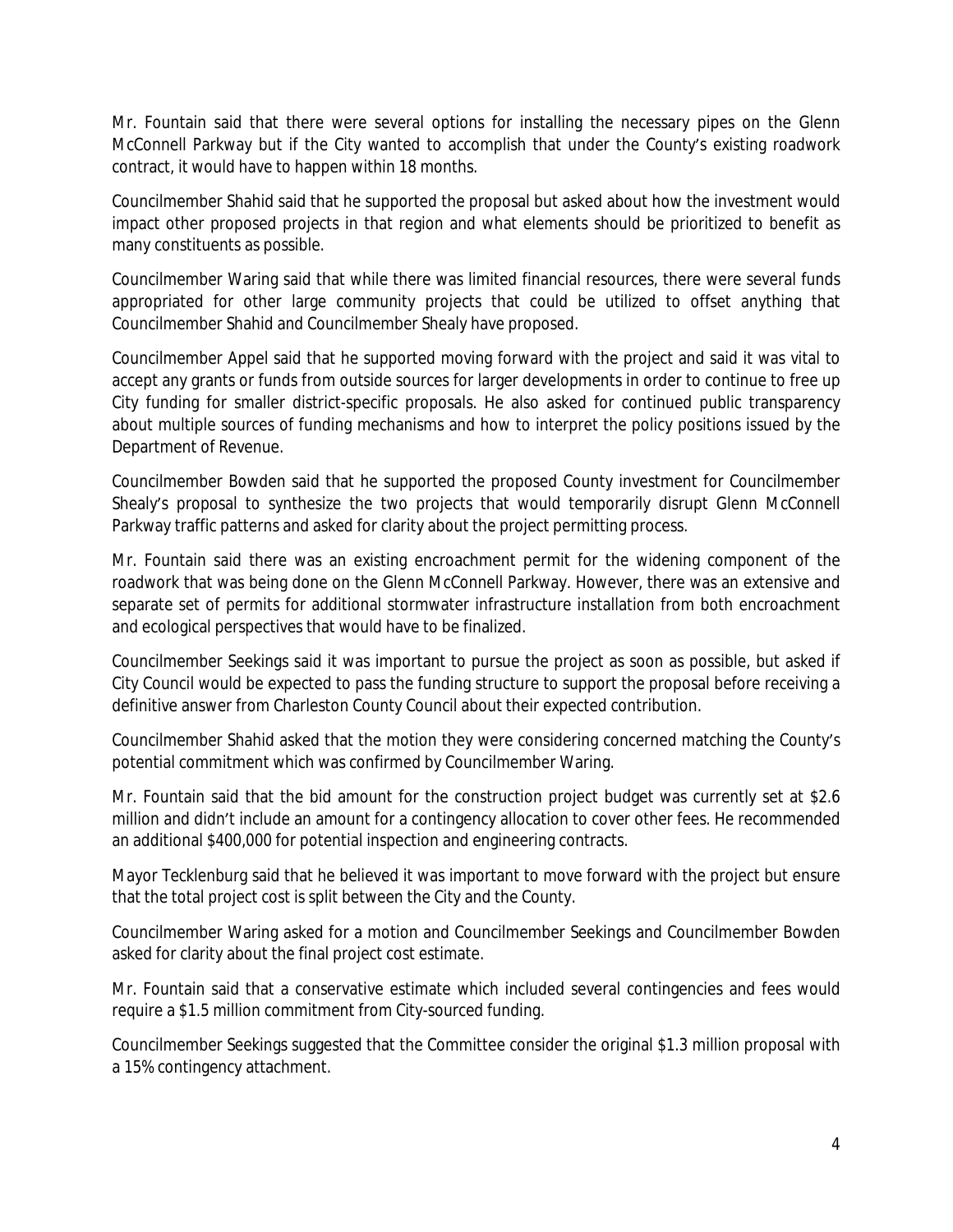Mr. Fountain said that there were several options for installing the necessary pipes on the Glenn McConnell Parkway but if the City wanted to accomplish that under the County's existing roadwork contract, it would have to happen within 18 months.

Councilmember Shahid said that he supported the proposal but asked about how the investment would impact other proposed projects in that region and what elements should be prioritized to benefit as many constituents as possible.

Councilmember Waring said that while there was limited financial resources, there were several funds appropriated for other large community projects that could be utilized to offset anything that Councilmember Shahid and Councilmember Shealy have proposed.

Councilmember Appel said that he supported moving forward with the project and said it was vital to accept any grants or funds from outside sources for larger developments in order to continue to free up City funding for smaller district-specific proposals. He also asked for continued public transparency about multiple sources of funding mechanisms and how to interpret the policy positions issued by the Department of Revenue.

Councilmember Bowden said that he supported the proposed County investment for Councilmember Shealy's proposal to synthesize the two projects that would temporarily disrupt Glenn McConnell Parkway traffic patterns and asked for clarity about the project permitting process.

Mr. Fountain said there was an existing encroachment permit for the widening component of the roadwork that was being done on the Glenn McConnell Parkway. However, there was an extensive and separate set of permits for additional stormwater infrastructure installation from both encroachment and ecological perspectives that would have to be finalized.

Councilmember Seekings said it was important to pursue the project as soon as possible, but asked if City Council would be expected to pass the funding structure to support the proposal before receiving a definitive answer from Charleston County Council about their expected contribution.

Councilmember Shahid asked that the motion they were considering concerned matching the County's potential commitment which was confirmed by Councilmember Waring.

Mr. Fountain said that the bid amount for the construction project budget was currently set at $2.6 million and didn't include an amount for a contingency allocation to cover other fees. He recommended an additional $400,000 for potential inspection and engineering contracts.

Mayor Tecklenburg said that he believed it was important to move forward with the project but ensure that the total project cost is split between the City and the County.

Councilmember Waring asked for a motion and Councilmember Seekings and Councilmember Bowden asked for clarity about the final project cost estimate.

Mr. Fountain said that a conservative estimate which included several contingencies and fees would require a $1.5 million commitment from City-sourced funding.

Councilmember Seekings suggested that the Committee consider the original $1.3 million proposal with a 15% contingency attachment.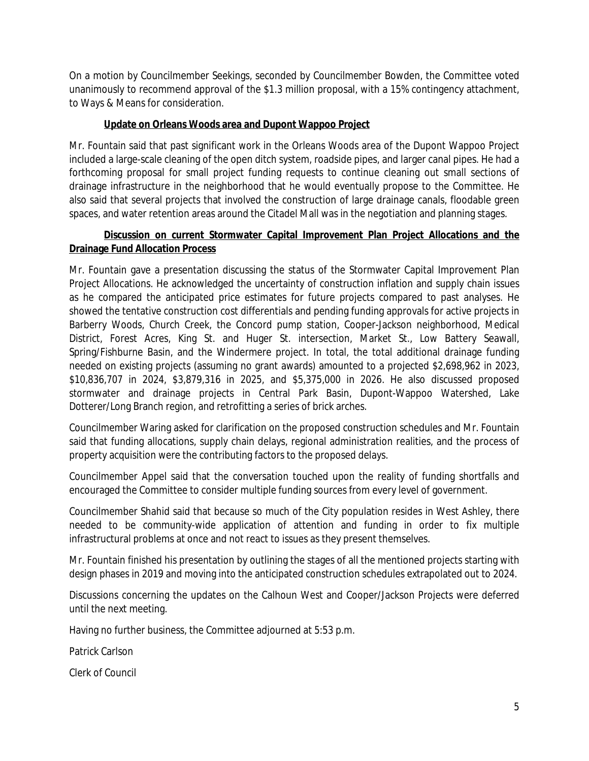On a motion by Councilmember Seekings, seconded by Councilmember Bowden, the Committee voted unanimously to recommend approval of the $1.3 million proposal, with a 15% contingency attachment, to Ways & Means for consideration.

**Update on Orleans Woods area and Dupont Wappoo Project**

Mr. Fountain said that past significant work in the Orleans Woods area of the Dupont Wappoo Project included a large-scale cleaning of the open ditch system, roadside pipes, and larger canal pipes. He had a forthcoming proposal for small project funding requests to continue cleaning out small sections of drainage infrastructure in the neighborhood that he would eventually propose to the Committee. He also said that several projects that involved the construction of large drainage canals, floodable green spaces, and water retention areas around the Citadel Mall was in the negotiation and planning stages.

**Discussion on current Stormwater Capital Improvement Plan Project Allocations and the Drainage Fund Allocation Process**

Mr. Fountain gave a presentation discussing the status of the Stormwater Capital Improvement Plan Project Allocations. He acknowledged the uncertainty of construction inflation and supply chain issues as he compared the anticipated price estimates for future projects compared to past analyses. He showed the tentative construction cost differentials and pending funding approvals for active projects in Barberry Woods, Church Creek, the Concord pump station, Cooper-Jackson neighborhood, Medical District, Forest Acres, King St. and Huger St. intersection, Market St., Low Battery Seawall, Spring/Fishburne Basin, and the Windermere project. In total, the total additional drainage funding needed on existing projects (assuming no grant awards) amounted to a projected $2,698,962 in 2023, $10,836,707 in 2024, $3,879,316 in 2025, and $5,375,000 in 2026. He also discussed proposed stormwater and drainage projects in Central Park Basin, Dupont-Wappoo Watershed, Lake Dotterer/Long Branch region, and retrofitting a series of brick arches.

Councilmember Waring asked for clarification on the proposed construction schedules and Mr. Fountain said that funding allocations, supply chain delays, regional administration realities, and the process of property acquisition were the contributing factors to the proposed delays.

Councilmember Appel said that the conversation touched upon the reality of funding shortfalls and encouraged the Committee to consider multiple funding sources from every level of government.

Councilmember Shahid said that because so much of the City population resides in West Ashley, there needed to be community-wide application of attention and funding in order to fix multiple infrastructural problems at once and not react to issues as they present themselves.

Mr. Fountain finished his presentation by outlining the stages of all the mentioned projects starting with design phases in 2019 and moving into the anticipated construction schedules extrapolated out to 2024.

Discussions concerning the updates on the Calhoun West and Cooper/Jackson Projects were deferred until the next meeting.

Having no further business, the Committee adjourned at 5:53 p.m.

Patrick Carlson

Clerk of Council